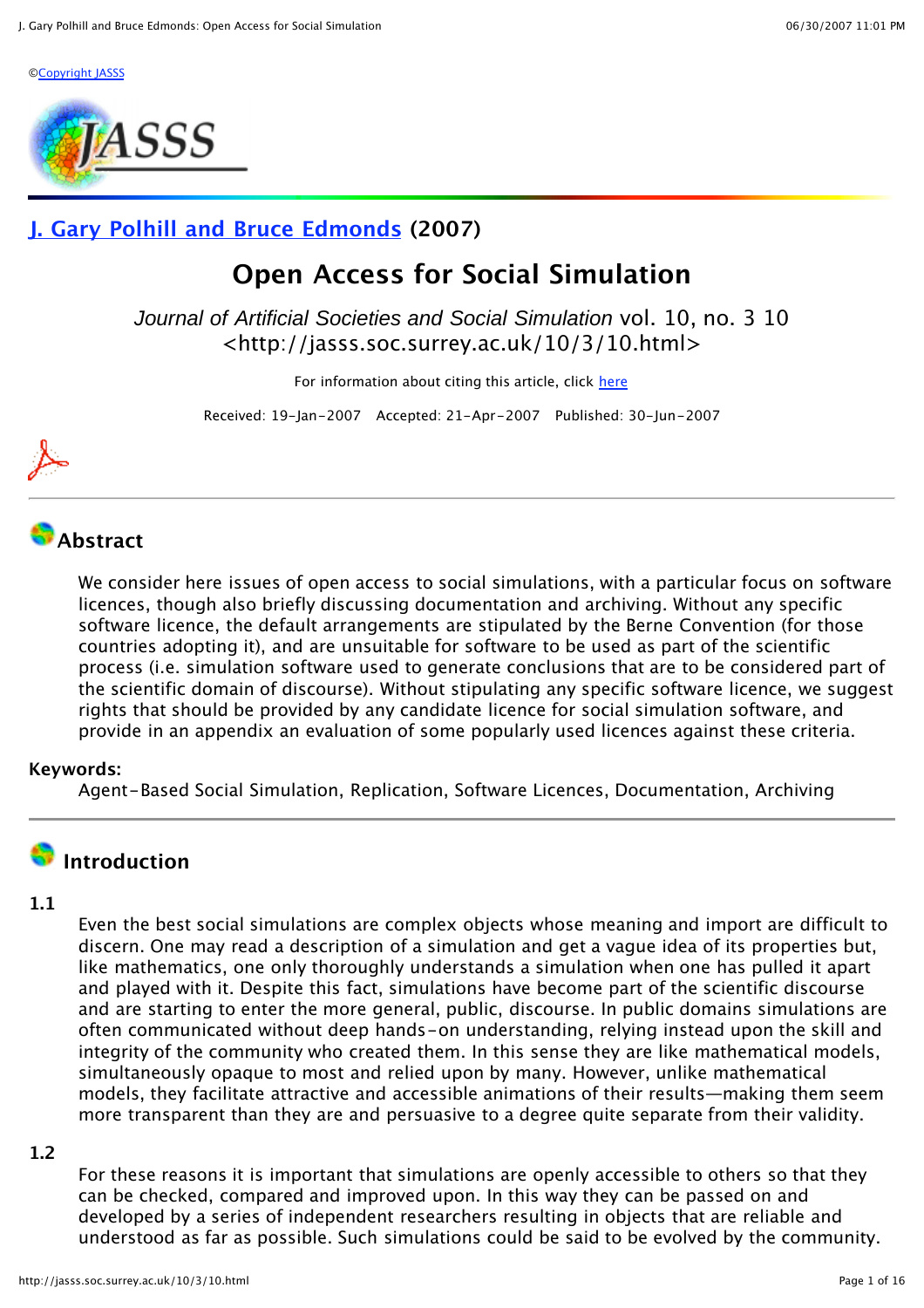©Copyright JASSS

**J. Gary Polhill and Bruce Edmonds (2007)**

# Open Access for Social Simulation

*Journal of Artificial Societies and Social Simulation* vol. 10, no. 3 10
<http://jasss.soc.surrey.ac.uk/10/3/10.html>

For information about citing this article, click here

Received: 19-Jan-2007 Accepted: 21-Apr-2007 Published: 30-Jun-2007

## Abstract

We consider here issues of open access to social simulations, with a particular focus on software licences, though also briefly discussing documentation and archiving. Without any specific software licence, the default arrangements are stipulated by the Berne Convention (for those countries adopting it), and are unsuitable for software to be used as part of the scientific process (i.e. simulation software used to generate conclusions that are to be considered part of the scientific domain of discourse). Without stipulating any specific software licence, we suggest rights that should be provided by any candidate licence for social simulation software, and provide in an appendix an evaluation of some popularly used licences against these criteria.

**Keywords:**
Agent-Based Social Simulation, Replication, Software Licences, Documentation, Archiving

## Introduction

**1.1**

Even the best social simulations are complex objects whose meaning and import are difficult to discern. One may read a description of a simulation and get a vague idea of its properties but, like mathematics, one only thoroughly understands a simulation when one has pulled it apart and played with it. Despite this fact, simulations have become part of the scientific discourse and are starting to enter the more general, public, discourse. In public domains simulations are often communicated without deep hands-on understanding, relying instead upon the skill and integrity of the community who created them. In this sense they are like mathematical models, simultaneously opaque to most and relied upon by many. However, unlike mathematical models, they facilitate attractive and accessible animations of their results—making them seem more transparent than they are and persuasive to a degree quite separate from their validity.

**1.2**

For these reasons it is important that simulations are openly accessible to others so that they can be checked, compared and improved upon. In this way they can be passed on and developed by a series of independent researchers resulting in objects that are reliable and understood as far as possible. Such simulations could be said to be evolved by the community.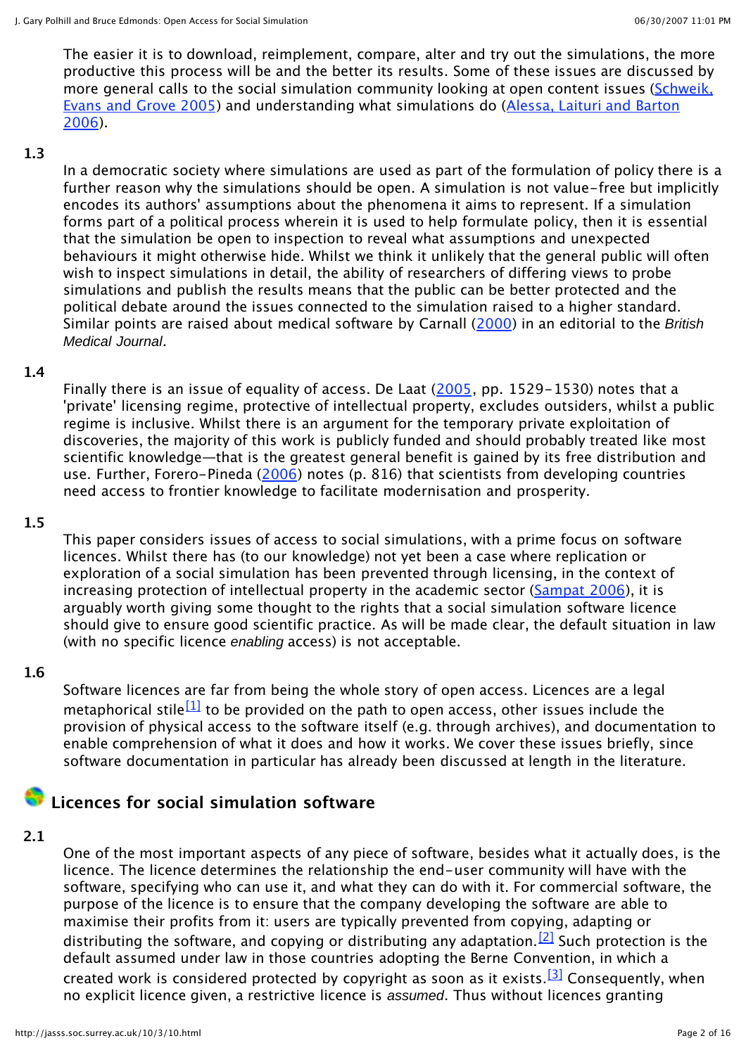The easier it is to download, reimplement, compare, alter and try out the simulations, the more productive this process will be and the better its results. Some of these issues are discussed by more general calls to the social simulation community looking at open content issues (Schweik, Evans and Grove 2005) and understanding what simulations do (Alessa, Laituri and Barton 2006).

**1.3**

In a democratic society where simulations are used as part of the formulation of policy there is a further reason why the simulations should be open. A simulation is not value-free but implicitly encodes its authors' assumptions about the phenomena it aims to represent. If a simulation forms part of a political process wherein it is used to help formulate policy, then it is essential that the simulation be open to inspection to reveal what assumptions and unexpected behaviours it might otherwise hide. Whilst we think it unlikely that the general public will often wish to inspect simulations in detail, the ability of researchers of differing views to probe simulations and publish the results means that the public can be better protected and the political debate around the issues connected to the simulation raised to a higher standard. Similar points are raised about medical software by Carnall (2000) in an editorial to the *British Medical Journal*.

**1.4**

Finally there is an issue of equality of access. De Laat (2005, pp. 1529-1530) notes that a 'private' licensing regime, protective of intellectual property, excludes outsiders, whilst a public regime is inclusive. Whilst there is an argument for the temporary private exploitation of discoveries, the majority of this work is publicly funded and should probably treated like most scientific knowledge—that is the greatest general benefit is gained by its free distribution and use. Further, Forero-Pineda (2006) notes (p. 816) that scientists from developing countries need access to frontier knowledge to facilitate modernisation and prosperity.

**1.5**

This paper considers issues of access to social simulations, with a prime focus on software licences. Whilst there has (to our knowledge) not yet been a case where replication or exploration of a social simulation has been prevented through licensing, in the context of increasing protection of intellectual property in the academic sector (Sampat 2006), it is arguably worth giving some thought to the rights that a social simulation software licence should give to ensure good scientific practice. As will be made clear, the default situation in law (with no specific licence *enabling* access) is not acceptable.

**1.6**

Software licences are far from being the whole story of open access. Licences are a legal metaphorical stile[1] to be provided on the path to open access, other issues include the provision of physical access to the software itself (e.g. through archives), and documentation to enable comprehension of what it does and how it works. We cover these issues briefly, since software documentation in particular has already been discussed at length in the literature.

## Licences for social simulation software

**2.1**

One of the most important aspects of any piece of software, besides what it actually does, is the licence. The licence determines the relationship the end-user community will have with the software, specifying who can use it, and what they can do with it. For commercial software, the purpose of the licence is to ensure that the company developing the software are able to maximise their profits from it: users are typically prevented from copying, adapting or distributing the software, and copying or distributing any adaptation.[2] Such protection is the default assumed under law in those countries adopting the Berne Convention, in which a created work is considered protected by copyright as soon as it exists.[3] Consequently, when no explicit licence given, a restrictive licence is *assumed*. Thus without licences granting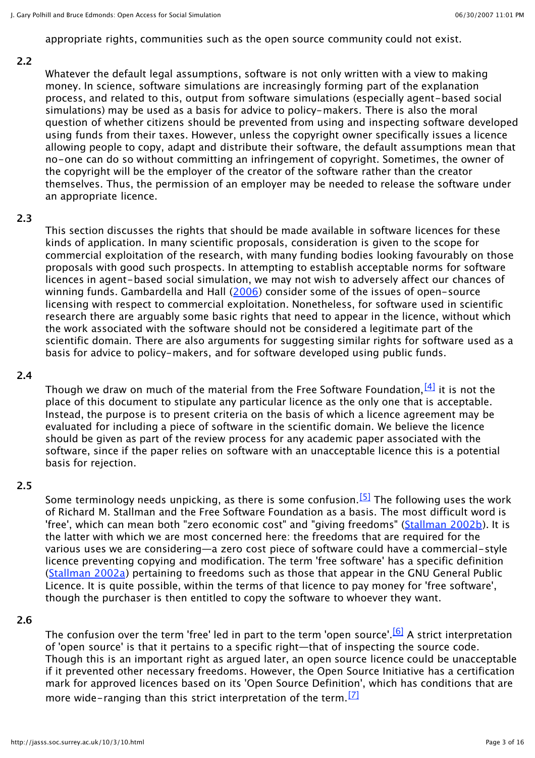appropriate rights, communities such as the open source community could not exist.

**2.2**

Whatever the default legal assumptions, software is not only written with a view to making money. In science, software simulations are increasingly forming part of the explanation process, and related to this, output from software simulations (especially agent-based social simulations) may be used as a basis for advice to policy-makers. There is also the moral question of whether citizens should be prevented from using and inspecting software developed using funds from their taxes. However, unless the copyright owner specifically issues a licence allowing people to copy, adapt and distribute their software, the default assumptions mean that no-one can do so without committing an infringement of copyright. Sometimes, the owner of the copyright will be the employer of the creator of the software rather than the creator themselves. Thus, the permission of an employer may be needed to release the software under an appropriate licence.

**2.3**

This section discusses the rights that should be made available in software licences for these kinds of application. In many scientific proposals, consideration is given to the scope for commercial exploitation of the research, with many funding bodies looking favourably on those proposals with good such prospects. In attempting to establish acceptable norms for software licences in agent-based social simulation, we may not wish to adversely affect our chances of winning funds. Gambardella and Hall (2006) consider some of the issues of open-source licensing with respect to commercial exploitation. Nonetheless, for software used in scientific research there are arguably some basic rights that need to appear in the licence, without which the work associated with the software should not be considered a legitimate part of the scientific domain. There are also arguments for suggesting similar rights for software used as a basis for advice to policy-makers, and for software developed using public funds.

**2.4**

Though we draw on much of the material from the Free Software Foundation,[4] it is not the place of this document to stipulate any particular licence as the only one that is acceptable. Instead, the purpose is to present criteria on the basis of which a licence agreement may be evaluated for including a piece of software in the scientific domain. We believe the licence should be given as part of the review process for any academic paper associated with the software, since if the paper relies on software with an unacceptable licence this is a potential basis for rejection.

**2.5**

Some terminology needs unpicking, as there is some confusion.[5] The following uses the work of Richard M. Stallman and the Free Software Foundation as a basis. The most difficult word is 'free', which can mean both "zero economic cost" and "giving freedoms" (Stallman 2002b). It is the latter with which we are most concerned here: the freedoms that are required for the various uses we are considering—a zero cost piece of software could have a commercial-style licence preventing copying and modification. The term 'free software' has a specific definition (Stallman 2002a) pertaining to freedoms such as those that appear in the GNU General Public Licence. It is quite possible, within the terms of that licence to pay money for 'free software', though the purchaser is then entitled to copy the software to whoever they want.

**2.6**

The confusion over the term 'free' led in part to the term 'open source'.[6] A strict interpretation of 'open source' is that it pertains to a specific right—that of inspecting the source code. Though this is an important right as argued later, an open source licence could be unacceptable if it prevented other necessary freedoms. However, the Open Source Initiative has a certification mark for approved licences based on its 'Open Source Definition', which has conditions that are more wide-ranging than this strict interpretation of the term.[7]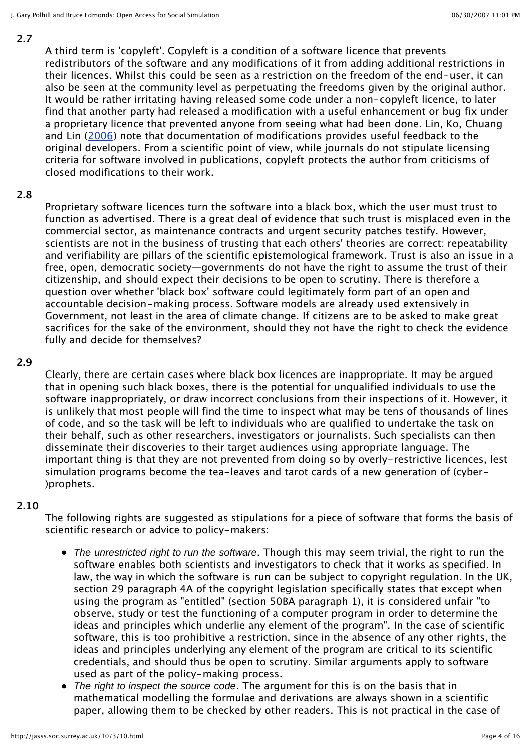**2.7**

A third term is 'copyleft'. Copyleft is a condition of a software licence that prevents redistributors of the software and any modifications of it from adding additional restrictions in their licences. Whilst this could be seen as a restriction on the freedom of the end-user, it can also be seen at the community level as perpetuating the freedoms given by the original author. It would be rather irritating having released some code under a non-copyleft licence, to later find that another party had released a modification with a useful enhancement or bug fix under a proprietary licence that prevented anyone from seeing what had been done. Lin, Ko, Chuang and Lin (2006) note that documentation of modifications provides useful feedback to the original developers. From a scientific point of view, while journals do not stipulate licensing criteria for software involved in publications, copyleft protects the author from criticisms of closed modifications to their work.

**2.8**

Proprietary software licences turn the software into a black box, which the user must trust to function as advertised. There is a great deal of evidence that such trust is misplaced even in the commercial sector, as maintenance contracts and urgent security patches testify. However, scientists are not in the business of trusting that each others' theories are correct: repeatability and verifiability are pillars of the scientific epistemological framework. Trust is also an issue in a free, open, democratic society—governments do not have the right to assume the trust of their citizenship, and should expect their decisions to be open to scrutiny. There is therefore a question over whether 'black box' software could legitimately form part of an open and accountable decision-making process. Software models are already used extensively in Government, not least in the area of climate change. If citizens are to be asked to make great sacrifices for the sake of the environment, should they not have the right to check the evidence fully and decide for themselves?

**2.9**

Clearly, there are certain cases where black box licences are inappropriate. It may be argued that in opening such black boxes, there is the potential for unqualified individuals to use the software inappropriately, or draw incorrect conclusions from their inspections of it. However, it is unlikely that most people will find the time to inspect what may be tens of thousands of lines of code, and so the task will be left to individuals who are qualified to undertake the task on their behalf, such as other researchers, investigators or journalists. Such specialists can then disseminate their discoveries to their target audiences using appropriate language. The important thing is that they are not prevented from doing so by overly-restrictive licences, lest simulation programs become the tea-leaves and tarot cards of a new generation of (cyber-)prophets.

**2.10**

The following rights are suggested as stipulations for a piece of software that forms the basis of scientific research or advice to policy-makers:

- *The unrestricted right to run the software*. Though this may seem trivial, the right to run the software enables both scientists and investigators to check that it works as specified. In law, the way in which the software is run can be subject to copyright regulation. In the UK, section 29 paragraph 4A of the copyright legislation specifically states that except when using the program as "entitled" (section 50BA paragraph 1), it is considered unfair "to observe, study or test the functioning of a computer program in order to determine the ideas and principles which underlie any element of the program". In the case of scientific software, this is too prohibitive a restriction, since in the absence of any other rights, the ideas and principles underlying any element of the program are critical to its scientific credentials, and should thus be open to scrutiny. Similar arguments apply to software used as part of the policy-making process.
- *The right to inspect the source code*. The argument for this is on the basis that in mathematical modelling the formulae and derivations are always shown in a scientific paper, allowing them to be checked by other readers. This is not practical in the case of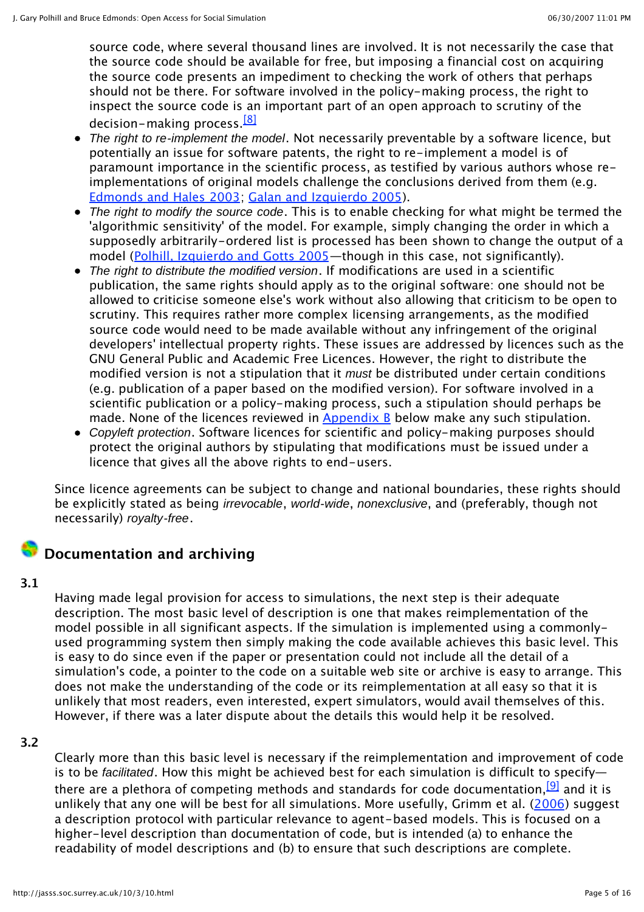source code, where several thousand lines are involved. It is not necessarily the case that the source code should be available for free, but imposing a financial cost on acquiring the source code presents an impediment to checking the work of others that perhaps should not be there. For software involved in the policy-making process, the right to inspect the source code is an important part of an open approach to scrutiny of the decision-making process.[8]

- *The right to re-implement the model*. Not necessarily preventable by a software licence, but potentially an issue for software patents, the right to re-implement a model is of paramount importance in the scientific process, as testified by various authors whose re-implementations of original models challenge the conclusions derived from them (e.g. Edmonds and Hales 2003; Galan and Izquierdo 2005).
- *The right to modify the source code*. This is to enable checking for what might be termed the 'algorithmic sensitivity' of the model. For example, simply changing the order in which a supposedly arbitrarily-ordered list is processed has been shown to change the output of a model (Polhill, Izquierdo and Gotts 2005—though in this case, not significantly).
- *The right to distribute the modified version*. If modifications are used in a scientific publication, the same rights should apply as to the original software: one should not be allowed to criticise someone else's work without also allowing that criticism to be open to scrutiny. This requires rather more complex licensing arrangements, as the modified source code would need to be made available without any infringement of the original developers' intellectual property rights. These issues are addressed by licences such as the GNU General Public and Academic Free Licences. However, the right to distribute the modified version is not a stipulation that it *must* be distributed under certain conditions (e.g. publication of a paper based on the modified version). For software involved in a scientific publication or a policy-making process, such a stipulation should perhaps be made. None of the licences reviewed in Appendix B below make any such stipulation.
- *Copyleft protection*. Software licences for scientific and policy-making purposes should protect the original authors by stipulating that modifications must be issued under a licence that gives all the above rights to end-users.

Since licence agreements can be subject to change and national boundaries, these rights should be explicitly stated as being *irrevocable*, *world-wide*, *nonexclusive*, and (preferably, though not necessarily) *royalty-free*.

## Documentation and archiving

**3.1**

Having made legal provision for access to simulations, the next step is their adequate description. The most basic level of description is one that makes reimplementation of the model possible in all significant aspects. If the simulation is implemented using a commonly-used programming system then simply making the code available achieves this basic level. This is easy to do since even if the paper or presentation could not include all the detail of a simulation's code, a pointer to the code on a suitable web site or archive is easy to arrange. This does not make the understanding of the code or its reimplementation at all easy so that it is unlikely that most readers, even interested, expert simulators, would avail themselves of this. However, if there was a later dispute about the details this would help it be resolved.

**3.2**

Clearly more than this basic level is necessary if the reimplementation and improvement of code is to be *facilitated*. How this might be achieved best for each simulation is difficult to specify—there are a plethora of competing methods and standards for code documentation,[9] and it is unlikely that any one will be best for all simulations. More usefully, Grimm et al. (2006) suggest a description protocol with particular relevance to agent-based models. This is focused on a higher-level description than documentation of code, but is intended (a) to enhance the readability of model descriptions and (b) to ensure that such descriptions are complete.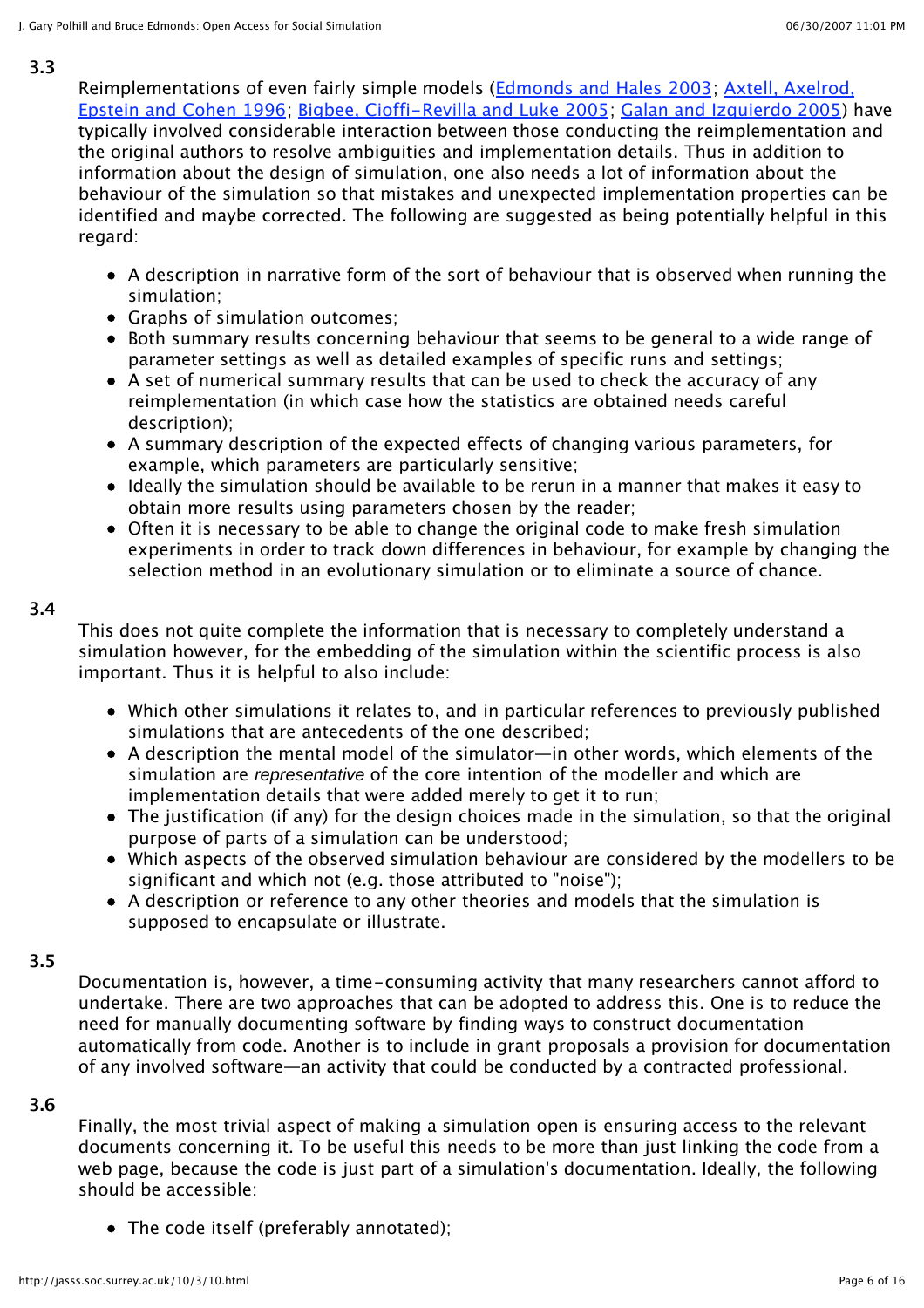**3.3**

Reimplementations of even fairly simple models (Edmonds and Hales 2003; Axtell, Axelrod, Epstein and Cohen 1996; Bigbee, Cioffi-Revilla and Luke 2005; Galan and Izquierdo 2005) have typically involved considerable interaction between those conducting the reimplementation and the original authors to resolve ambiguities and implementation details. Thus in addition to information about the design of simulation, one also needs a lot of information about the behaviour of the simulation so that mistakes and unexpected implementation properties can be identified and maybe corrected. The following are suggested as being potentially helpful in this regard:

- A description in narrative form of the sort of behaviour that is observed when running the simulation;
- Graphs of simulation outcomes;
- Both summary results concerning behaviour that seems to be general to a wide range of parameter settings as well as detailed examples of specific runs and settings;
- A set of numerical summary results that can be used to check the accuracy of any reimplementation (in which case how the statistics are obtained needs careful description);
- A summary description of the expected effects of changing various parameters, for example, which parameters are particularly sensitive;
- Ideally the simulation should be available to be rerun in a manner that makes it easy to obtain more results using parameters chosen by the reader;
- Often it is necessary to be able to change the original code to make fresh simulation experiments in order to track down differences in behaviour, for example by changing the selection method in an evolutionary simulation or to eliminate a source of chance.

**3.4**

This does not quite complete the information that is necessary to completely understand a simulation however, for the embedding of the simulation within the scientific process is also important. Thus it is helpful to also include:

- Which other simulations it relates to, and in particular references to previously published simulations that are antecedents of the one described;
- A description the mental model of the simulator—in other words, which elements of the simulation are *representative* of the core intention of the modeller and which are implementation details that were added merely to get it to run;
- The justification (if any) for the design choices made in the simulation, so that the original purpose of parts of a simulation can be understood;
- Which aspects of the observed simulation behaviour are considered by the modellers to be significant and which not (e.g. those attributed to "noise");
- A description or reference to any other theories and models that the simulation is supposed to encapsulate or illustrate.

**3.5**

Documentation is, however, a time-consuming activity that many researchers cannot afford to undertake. There are two approaches that can be adopted to address this. One is to reduce the need for manually documenting software by finding ways to construct documentation automatically from code. Another is to include in grant proposals a provision for documentation of any involved software—an activity that could be conducted by a contracted professional.

**3.6**

Finally, the most trivial aspect of making a simulation open is ensuring access to the relevant documents concerning it. To be useful this needs to be more than just linking the code from a web page, because the code is just part of a simulation's documentation. Ideally, the following should be accessible:

- The code itself (preferably annotated);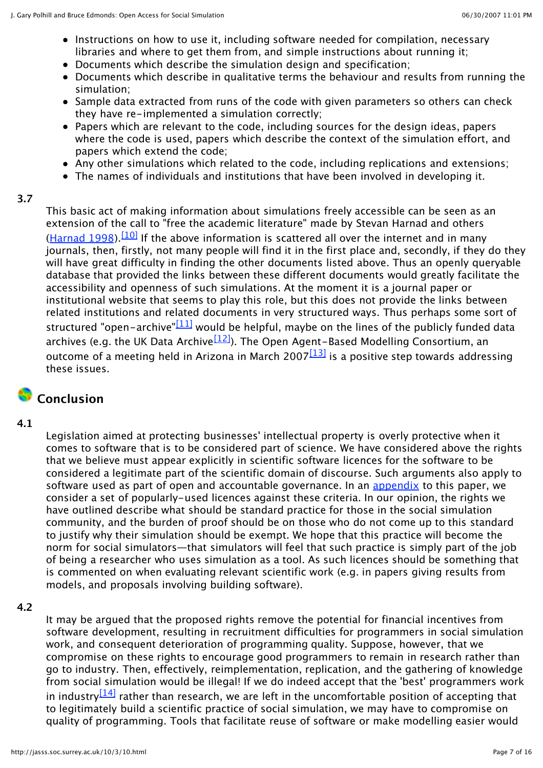- Instructions on how to use it, including software needed for compilation, necessary libraries and where to get them from, and simple instructions about running it;
- Documents which describe the simulation design and specification;
- Documents which describe in qualitative terms the behaviour and results from running the simulation;
- Sample data extracted from runs of the code with given parameters so others can check they have re-implemented a simulation correctly;
- Papers which are relevant to the code, including sources for the design ideas, papers where the code is used, papers which describe the context of the simulation effort, and papers which extend the code;
- Any other simulations which related to the code, including replications and extensions;
- The names of individuals and institutions that have been involved in developing it.

**3.7**

This basic act of making information about simulations freely accessible can be seen as an extension of the call to "free the academic literature" made by Stevan Harnad and others (Harnad 1998).[10] If the above information is scattered all over the internet and in many journals, then, firstly, not many people will find it in the first place and, secondly, if they do they will have great difficulty in finding the other documents listed above. Thus an openly queryable database that provided the links between these different documents would greatly facilitate the accessibility and openness of such simulations. At the moment it is a journal paper or institutional website that seems to play this role, but this does not provide the links between related institutions and related documents in very structured ways. Thus perhaps some sort of structured "open-archive"[11] would be helpful, maybe on the lines of the publicly funded data archives (e.g. the UK Data Archive[12]). The Open Agent-Based Modelling Consortium, an outcome of a meeting held in Arizona in March 2007[13] is a positive step towards addressing these issues.

## Conclusion

**4.1**

Legislation aimed at protecting businesses' intellectual property is overly protective when it comes to software that is to be considered part of science. We have considered above the rights that we believe must appear explicitly in scientific software licences for the software to be considered a legitimate part of the scientific domain of discourse. Such arguments also apply to software used as part of open and accountable governance. In an appendix to this paper, we consider a set of popularly-used licences against these criteria. In our opinion, the rights we have outlined describe what should be standard practice for those in the social simulation community, and the burden of proof should be on those who do not come up to this standard to justify why their simulation should be exempt. We hope that this practice will become the norm for social simulators—that simulators will feel that such practice is simply part of the job of being a researcher who uses simulation as a tool. As such licences should be something that is commented on when evaluating relevant scientific work (e.g. in papers giving results from models, and proposals involving building software).

**4.2**

It may be argued that the proposed rights remove the potential for financial incentives from software development, resulting in recruitment difficulties for programmers in social simulation work, and consequent deterioration of programming quality. Suppose, however, that we compromise on these rights to encourage good programmers to remain in research rather than go to industry. Then, effectively, reimplementation, replication, and the gathering of knowledge from social simulation would be illegal! If we do indeed accept that the 'best' programmers work in industry[14] rather than research, we are left in the uncomfortable position of accepting that to legitimately build a scientific practice of social simulation, we may have to compromise on quality of programming. Tools that facilitate reuse of software or make modelling easier would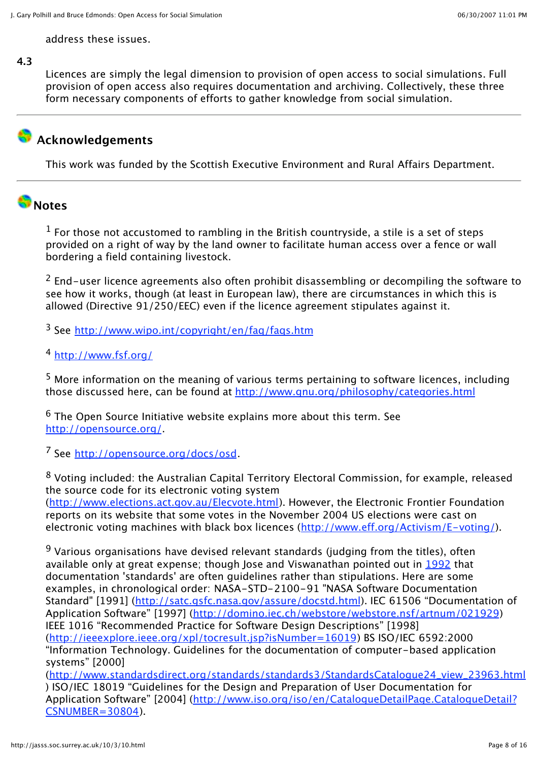address these issues.

**4.3**

Licences are simply the legal dimension to provision of open access to social simulations. Full provision of open access also requires documentation and archiving. Collectively, these three form necessary components of efforts to gather knowledge from social simulation.

---

## Acknowledgements

This work was funded by the Scottish Executive Environment and Rural Affairs Department.

---

## Notes

[1] For those not accustomed to rambling in the British countryside, a stile is a set of steps provided on a right of way by the land owner to facilitate human access over a fence or wall bordering a field containing livestock.

[2] End-user licence agreements also often prohibit disassembling or decompiling the software to see how it works, though (at least in European law), there are circumstances in which this is allowed (Directive 91/250/EEC) even if the licence agreement stipulates against it.

[3] See http://www.wipo.int/copyright/en/faq/faqs.htm

[4] http://www.fsf.org/

[5] More information on the meaning of various terms pertaining to software licences, including those discussed here, can be found at http://www.gnu.org/philosophy/categories.html

[6] The Open Source Initiative website explains more about this term. See http://opensource.org/.

[7] See http://opensource.org/docs/osd.

[8] Voting included: the Australian Capital Territory Electoral Commission, for example, released the source code for its electronic voting system (http://www.elections.act.gov.au/Elecvote.html). However, the Electronic Frontier Foundation reports on its website that some votes in the November 2004 US elections were cast on electronic voting machines with black box licences (http://www.eff.org/Activism/E-voting/).

[9] Various organisations have devised relevant standards (judging from the titles), often available only at great expense; though Jose and Viswanathan pointed out in 1992 that documentation 'standards' are often guidelines rather than stipulations. Here are some examples, in chronological order: NASA-STD-2100-91 "NASA Software Documentation Standard" [1991] (http://satc.gsfc.nasa.gov/assure/docstd.html). IEC 61506 "Documentation of Application Software" [1997] (http://domino.iec.ch/webstore/webstore.nsf/artnum/021929) IEEE 1016 "Recommended Practice for Software Design Descriptions" [1998] (http://ieeexplore.ieee.org/xpl/tocresult.jsp?isNumber=16019) BS ISO/IEC 6592:2000 "Information Technology. Guidelines for the documentation of computer-based application systems" [2000] (http://www.standardsdirect.org/standards/standards3/StandardsCatalogue24_view_23963.html ) ISO/IEC 18019 "Guidelines for the Design and Preparation of User Documentation for Application Software" [2004] (http://www.iso.org/iso/en/CatalogueDetailPage.CatalogueDetail?CSNUMBER=30804).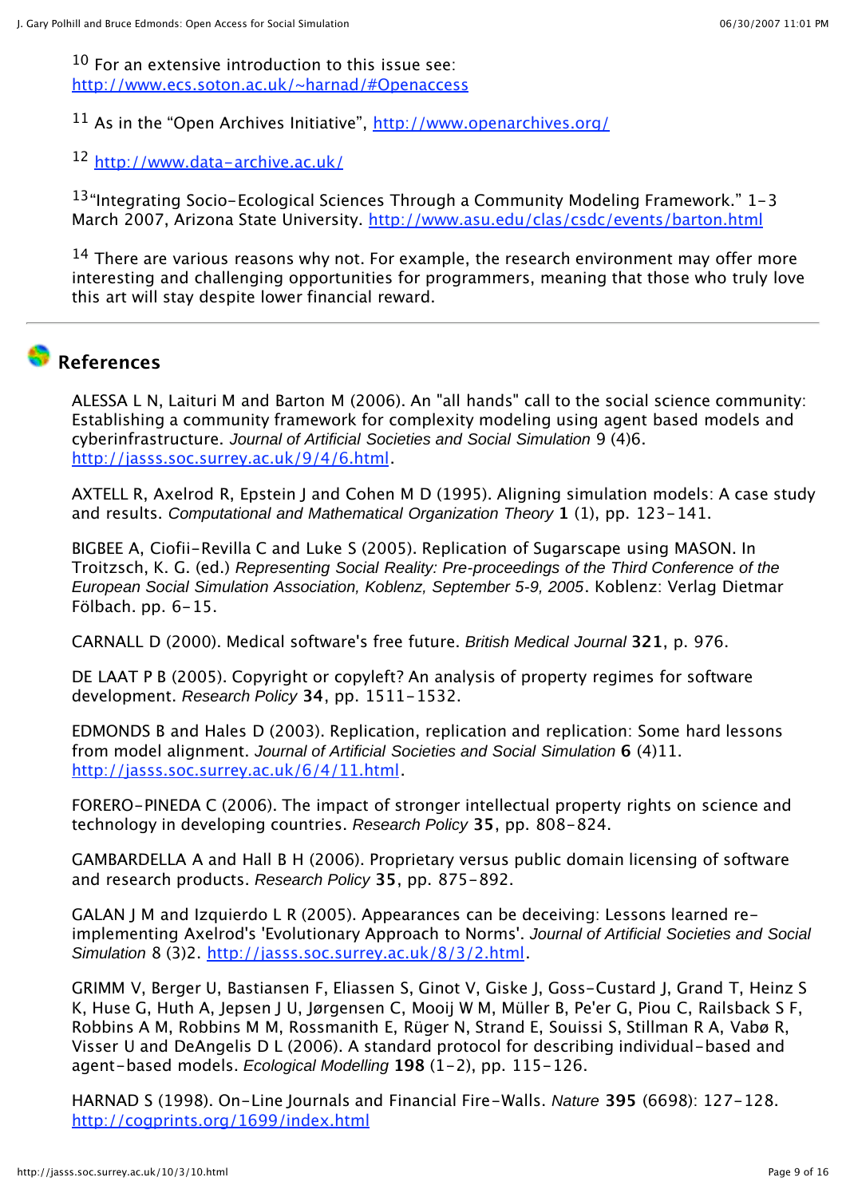[10] For an extensive introduction to this issue see: http://www.ecs.soton.ac.uk/~harnad/#Openaccess

[11] As in the "Open Archives Initiative", http://www.openarchives.org/

[12] http://www.data-archive.ac.uk/

[13] "Integrating Socio-Ecological Sciences Through a Community Modeling Framework." 1-3 March 2007, Arizona State University. http://www.asu.edu/clas/csdc/events/barton.html

[14] There are various reasons why not. For example, the research environment may offer more interesting and challenging opportunities for programmers, meaning that those who truly love this art will stay despite lower financial reward.

---

## References

ALESSA L N, Laituri M and Barton M (2006). An "all hands" call to the social science community: Establishing a community framework for complexity modeling using agent based models and cyberinfrastructure. *Journal of Artificial Societies and Social Simulation* 9 (4)6. http://jasss.soc.surrey.ac.uk/9/4/6.html.

AXTELL R, Axelrod R, Epstein J and Cohen M D (1995). Aligning simulation models: A case study and results. *Computational and Mathematical Organization Theory* **1** (1), pp. 123-141.

BIGBEE A, Ciofii-Revilla C and Luke S (2005). Replication of Sugarscape using MASON. In Troitzsch, K. G. (ed.) *Representing Social Reality: Pre-proceedings of the Third Conference of the European Social Simulation Association, Koblenz, September 5-9, 2005*. Koblenz: Verlag Dietmar Fölbach. pp. 6-15.

CARNALL D (2000). Medical software's free future. *British Medical Journal* **321**, p. 976.

DE LAAT P B (2005). Copyright or copyleft? An analysis of property regimes for software development. *Research Policy* **34**, pp. 1511-1532.

EDMONDS B and Hales D (2003). Replication, replication and replication: Some hard lessons from model alignment. *Journal of Artificial Societies and Social Simulation* **6** (4)11. http://jasss.soc.surrey.ac.uk/6/4/11.html.

FORERO-PINEDA C (2006). The impact of stronger intellectual property rights on science and technology in developing countries. *Research Policy* **35**, pp. 808-824.

GAMBARDELLA A and Hall B H (2006). Proprietary versus public domain licensing of software and research products. *Research Policy* **35**, pp. 875-892.

GALAN J M and Izquierdo L R (2005). Appearances can be deceiving: Lessons learned re-implementing Axelrod's 'Evolutionary Approach to Norms'. *Journal of Artificial Societies and Social Simulation* 8 (3)2. http://jasss.soc.surrey.ac.uk/8/3/2.html.

GRIMM V, Berger U, Bastiansen F, Eliassen S, Ginot V, Giske J, Goss-Custard J, Grand T, Heinz S K, Huse G, Huth A, Jepsen J U, Jørgensen C, Mooij W M, Müller B, Pe'er G, Piou C, Railsback S F, Robbins A M, Robbins M M, Rossmanith E, Rüger N, Strand E, Souissi S, Stillman R A, Vabø R, Visser U and DeAngelis D L (2006). A standard protocol for describing individual-based and agent-based models. *Ecological Modelling* **198** (1-2), pp. 115-126.

HARNAD S (1998). On-Line Journals and Financial Fire-Walls. *Nature* **395** (6698): 127-128. http://cogprints.org/1699/index.html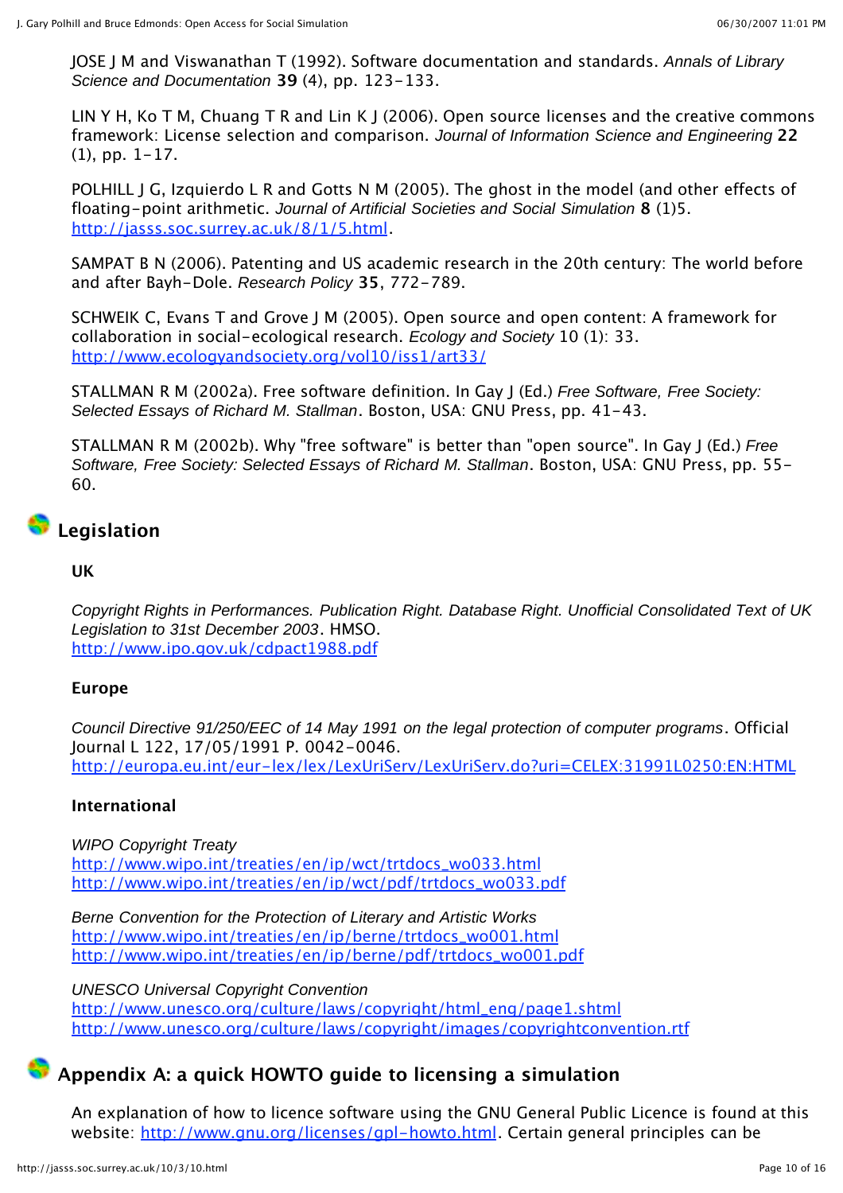JOSE J M and Viswanathan T (1992). Software documentation and standards. *Annals of Library Science and Documentation* **39** (4), pp. 123-133.

LIN Y H, Ko T M, Chuang T R and Lin K J (2006). Open source licenses and the creative commons framework: License selection and comparison. *Journal of Information Science and Engineering* **22** (1), pp. 1-17.

POLHILL J G, Izquierdo L R and Gotts N M (2005). The ghost in the model (and other effects of floating-point arithmetic. *Journal of Artificial Societies and Social Simulation* **8** (1)5. http://jasss.soc.surrey.ac.uk/8/1/5.html.

SAMPAT B N (2006). Patenting and US academic research in the 20th century: The world before and after Bayh-Dole. *Research Policy* **35**, 772-789.

SCHWEIK C, Evans T and Grove J M (2005). Open source and open content: A framework for collaboration in social-ecological research. *Ecology and Society* 10 (1): 33. http://www.ecologyandsociety.org/vol10/iss1/art33/

STALLMAN R M (2002a). Free software definition. In Gay J (Ed.) *Free Software, Free Society: Selected Essays of Richard M. Stallman*. Boston, USA: GNU Press, pp. 41-43.

STALLMAN R M (2002b). Why "free software" is better than "open source". In Gay J (Ed.) *Free Software, Free Society: Selected Essays of Richard M. Stallman*. Boston, USA: GNU Press, pp. 55-60.

## Legislation

### UK

*Copyright Rights in Performances. Publication Right. Database Right. Unofficial Consolidated Text of UK Legislation to 31st December 2003*. HMSO.
http://www.ipo.gov.uk/cdpact1988.pdf

### Europe

*Council Directive 91/250/EEC of 14 May 1991 on the legal protection of computer programs*. Official Journal L 122, 17/05/1991 P. 0042-0046.
http://europa.eu.int/eur-lex/lex/LexUriServ/LexUriServ.do?uri=CELEX:31991L0250:EN:HTML

### International

*WIPO Copyright Treaty*
http://www.wipo.int/treaties/en/ip/wct/trtdocs_wo033.html
http://www.wipo.int/treaties/en/ip/wct/pdf/trtdocs_wo033.pdf

*Berne Convention for the Protection of Literary and Artistic Works*
http://www.wipo.int/treaties/en/ip/berne/trtdocs_wo001.html
http://www.wipo.int/treaties/en/ip/berne/pdf/trtdocs_wo001.pdf

*UNESCO Universal Copyright Convention*
http://www.unesco.org/culture/laws/copyright/html_eng/page1.shtml
http://www.unesco.org/culture/laws/copyright/images/copyrightconvention.rtf

## Appendix A: a quick HOWTO guide to licensing a simulation

An explanation of how to licence software using the GNU General Public Licence is found at this website: http://www.gnu.org/licenses/gpl-howto.html. Certain general principles can be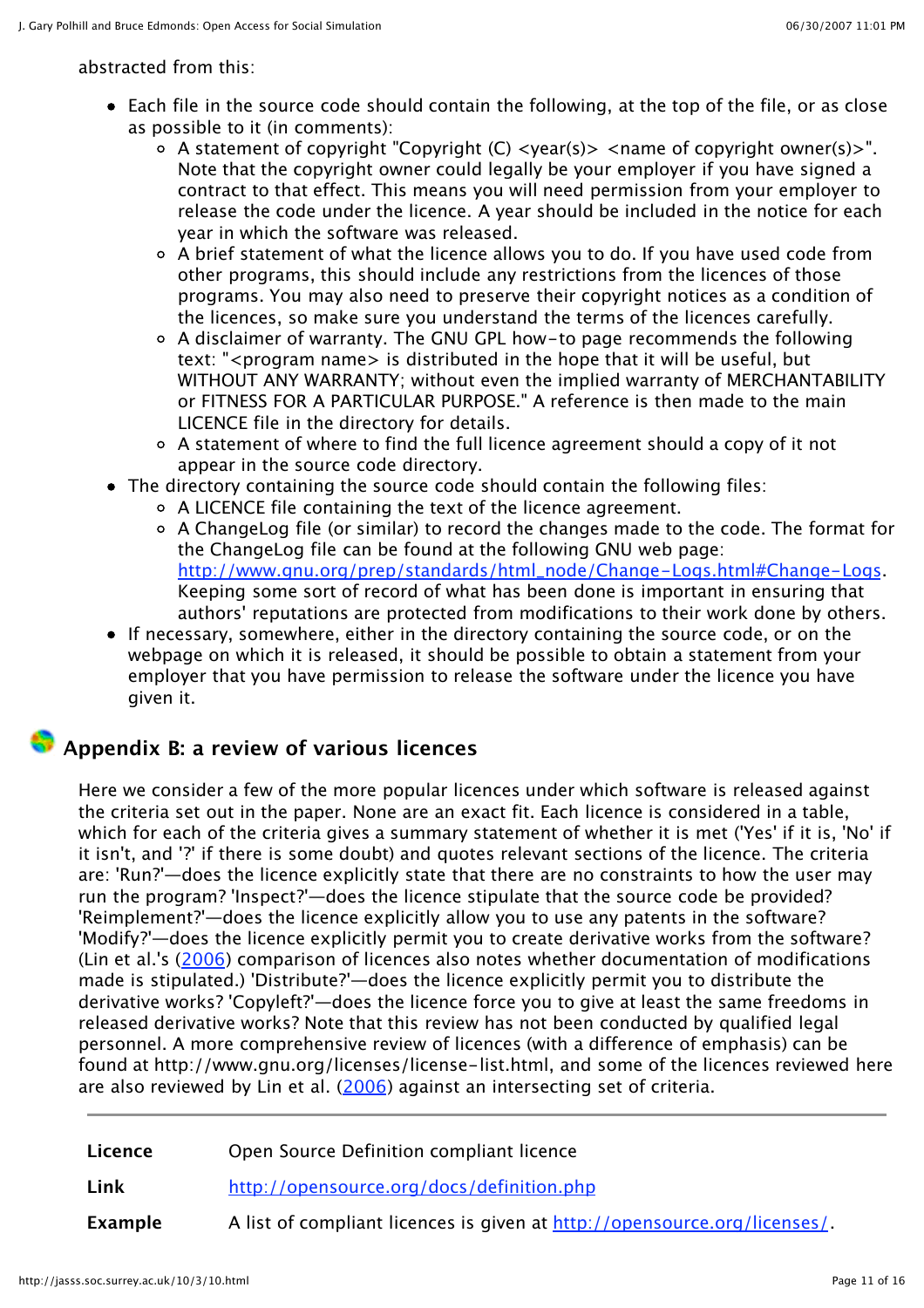abstracted from this:

- Each file in the source code should contain the following, at the top of the file, or as close as possible to it (in comments):
  - A statement of copyright "Copyright (C) <year(s)> <name of copyright owner(s)>". Note that the copyright owner could legally be your employer if you have signed a contract to that effect. This means you will need permission from your employer to release the code under the licence. A year should be included in the notice for each year in which the software was released.
  - A brief statement of what the licence allows you to do. If you have used code from other programs, this should include any restrictions from the licences of those programs. You may also need to preserve their copyright notices as a condition of the licences, so make sure you understand the terms of the licences carefully.
  - A disclaimer of warranty. The GNU GPL how-to page recommends the following text: "<program name> is distributed in the hope that it will be useful, but WITHOUT ANY WARRANTY; without even the implied warranty of MERCHANTABILITY or FITNESS FOR A PARTICULAR PURPOSE." A reference is then made to the main LICENCE file in the directory for details.
  - A statement of where to find the full licence agreement should a copy of it not appear in the source code directory.
- The directory containing the source code should contain the following files:
  - A LICENCE file containing the text of the licence agreement.
  - A ChangeLog file (or similar) to record the changes made to the code. The format for the ChangeLog file can be found at the following GNU web page: http://www.gnu.org/prep/standards/html_node/Change-Logs.html#Change-Logs. Keeping some sort of record of what has been done is important in ensuring that authors' reputations are protected from modifications to their work done by others.
- If necessary, somewhere, either in the directory containing the source code, or on the webpage on which it is released, it should be possible to obtain a statement from your employer that you have permission to release the software under the licence you have given it.

## Appendix B: a review of various licences

Here we consider a few of the more popular licences under which software is released against the criteria set out in the paper. None are an exact fit. Each licence is considered in a table, which for each of the criteria gives a summary statement of whether it is met ('Yes' if it is, 'No' if it isn't, and '?' if there is some doubt) and quotes relevant sections of the licence. The criteria are: 'Run?'—does the licence explicitly state that there are no constraints to how the user may run the program? 'Inspect?'—does the licence stipulate that the source code be provided? 'Reimplement?'—does the licence explicitly allow you to use any patents in the software? 'Modify?'—does the licence explicitly permit you to create derivative works from the software? (Lin et al.'s (2006) comparison of licences also notes whether documentation of modifications made is stipulated.) 'Distribute?'—does the licence explicitly permit you to distribute the derivative works? 'Copyleft?'—does the licence force you to give at least the same freedoms in released derivative works? Note that this review has not been conducted by qualified legal personnel. A more comprehensive review of licences (with a difference of emphasis) can be found at http://www.gnu.org/licenses/license-list.html, and some of the licences reviewed here are also reviewed by Lin et al. (2006) against an intersecting set of criteria.

| | |
|---|---|
| **Licence** | Open Source Definition compliant licence |
| **Link** | http://opensource.org/docs/definition.php |
| **Example** | A list of compliant licences is given at http://opensource.org/licenses/. |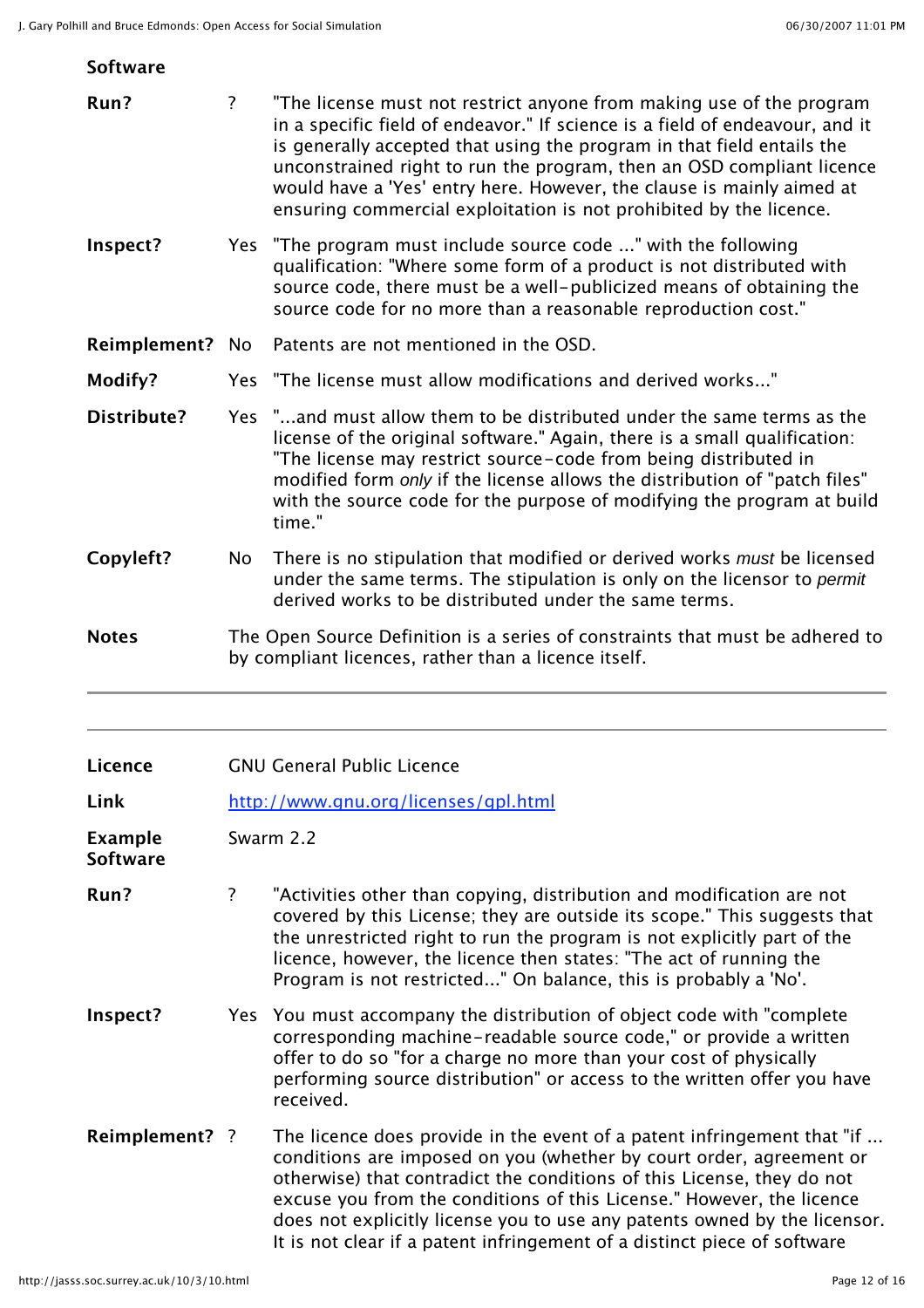**Software**

| | | |
|---|---|---|
| **Run?** | ? | "The license must not restrict anyone from making use of the program in a specific field of endeavor." If science is a field of endeavour, and it is generally accepted that using the program in that field entails the unconstrained right to run the program, then an OSD compliant licence would have a 'Yes' entry here. However, the clause is mainly aimed at ensuring commercial exploitation is not prohibited by the licence. |
| **Inspect?** | Yes | "The program must include source code ..." with the following qualification: "Where some form of a product is not distributed with source code, there must be a well-publicized means of obtaining the source code for no more than a reasonable reproduction cost." |
| **Reimplement?** | No | Patents are not mentioned in the OSD. |
| **Modify?** | Yes | "The license must allow modifications and derived works..." |
| **Distribute?** | Yes | "...and must allow them to be distributed under the same terms as the license of the original software." Again, there is a small qualification: "The license may restrict source-code from being distributed in modified form *only* if the license allows the distribution of "patch files" with the source code for the purpose of modifying the program at build time." |
| **Copyleft?** | No | There is no stipulation that modified or derived works *must* be licensed under the same terms. The stipulation is only on the licensor to *permit* derived works to be distributed under the same terms. |
| **Notes** | | The Open Source Definition is a series of constraints that must be adhered to by compliant licences, rather than a licence itself. |

---

| | | |
|---|---|---|
| **Licence** | | GNU General Public Licence |
| **Link** | | [http://www.gnu.org/licenses/gpl.html](http://www.gnu.org/licenses/gpl.html) |
| **Example Software** | | Swarm 2.2 |
| **Run?** | ? | "Activities other than copying, distribution and modification are not covered by this License; they are outside its scope." This suggests that the unrestricted right to run the program is not explicitly part of the licence, however, the licence then states: "The act of running the Program is not restricted..." On balance, this is probably a 'No'. |
| **Inspect?** | Yes | You must accompany the distribution of object code with "complete corresponding machine-readable source code," or provide a written offer to do so "for a charge no more than your cost of physically performing source distribution" or access to the written offer you have received. |
| **Reimplement?** | ? | The licence does provide in the event of a patent infringement that "if ... conditions are imposed on you (whether by court order, agreement or otherwise) that contradict the conditions of this License, they do not excuse you from the conditions of this License." However, the licence does not explicitly license you to use any patents owned by the licensor. It is not clear if a patent infringement of a distinct piece of software |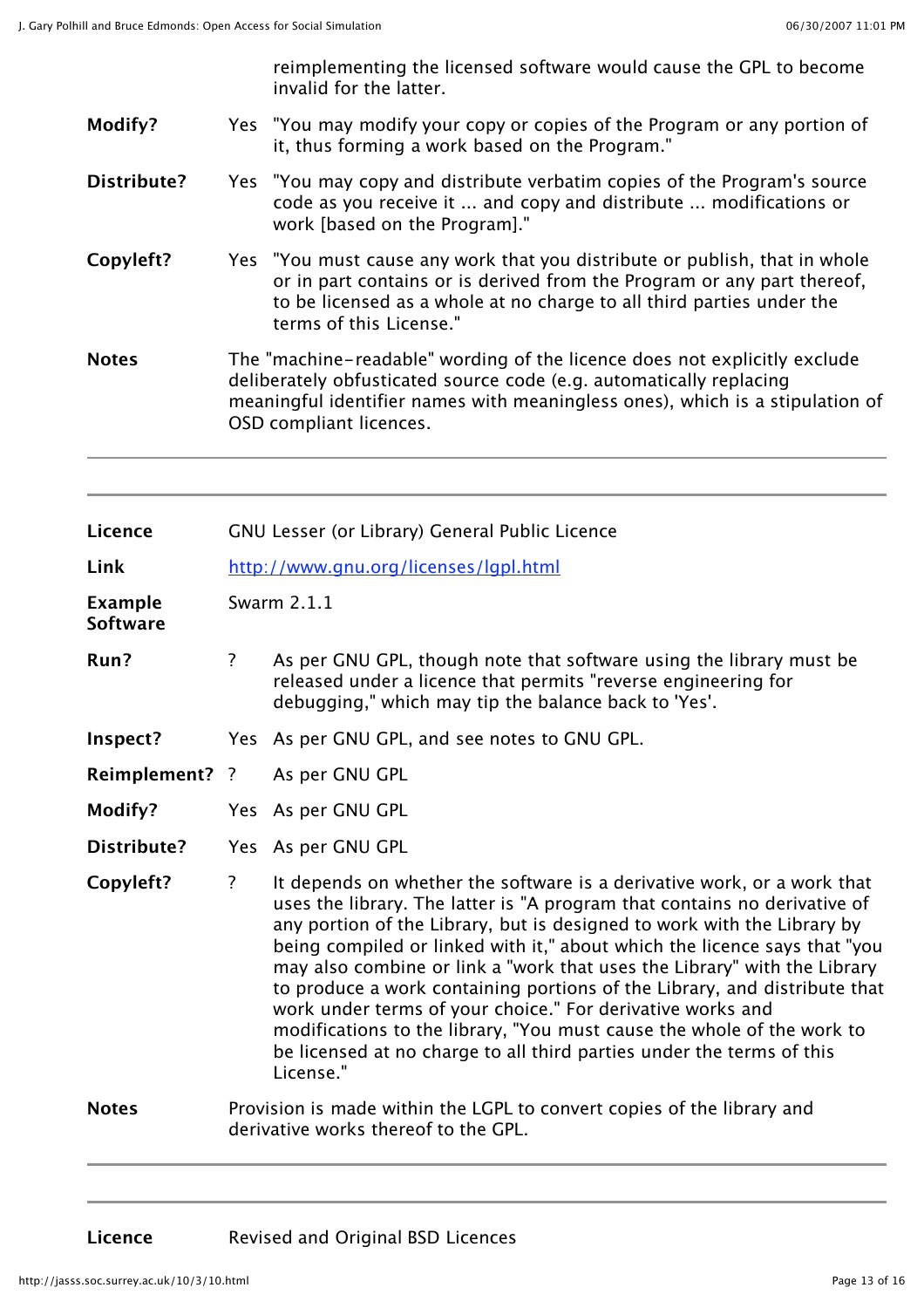| | | |
|---|---|---|
| | | reimplementing the licensed software would cause the GPL to become invalid for the latter. |
| **Modify?** | Yes | "You may modify your copy or copies of the Program or any portion of it, thus forming a work based on the Program." |
| **Distribute?** | Yes | "You may copy and distribute verbatim copies of the Program's source code as you receive it ... and copy and distribute ... modifications or work [based on the Program]." |
| **Copyleft?** | Yes | "You must cause any work that you distribute or publish, that in whole or in part contains or is derived from the Program or any part thereof, to be licensed as a whole at no charge to all third parties under the terms of this License." |
| **Notes** | The "machine-readable" wording of the licence does not explicitly exclude deliberately obfusticated source code (e.g. automatically replacing meaningful identifier names with meaningless ones), which is a stipulation of OSD compliant licences. | |

| | | |
|---|---|---|
| **Licence** | GNU Lesser (or Library) General Public Licence | |
| **Link** | [http://www.gnu.org/licenses/lgpl.html](http://www.gnu.org/licenses/lgpl.html) | |
| **Example Software** | Swarm 2.1.1 | |
| **Run?** | ? | As per GNU GPL, though note that software using the library must be released under a licence that permits "reverse engineering for debugging," which may tip the balance back to 'Yes'. |
| **Inspect?** | Yes | As per GNU GPL, and see notes to GNU GPL. |
| **Reimplement?** | ? | As per GNU GPL |
| **Modify?** | Yes | As per GNU GPL |
| **Distribute?** | Yes | As per GNU GPL |
| **Copyleft?** | ? | It depends on whether the software is a derivative work, or a work that uses the library. The latter is "A program that contains no derivative of any portion of the Library, but is designed to work with the Library by being compiled or linked with it," about which the licence says that "you may also combine or link a "work that uses the Library" with the Library to produce a work containing portions of the Library, and distribute that work under terms of your choice." For derivative works and modifications to the library, "You must cause the whole of the work to be licensed at no charge to all third parties under the terms of this License." |
| **Notes** | Provision is made within the LGPL to convert copies of the library and derivative works thereof to the GPL. | |

| | |
|---|---|
| **Licence** | Revised and Original BSD Licences |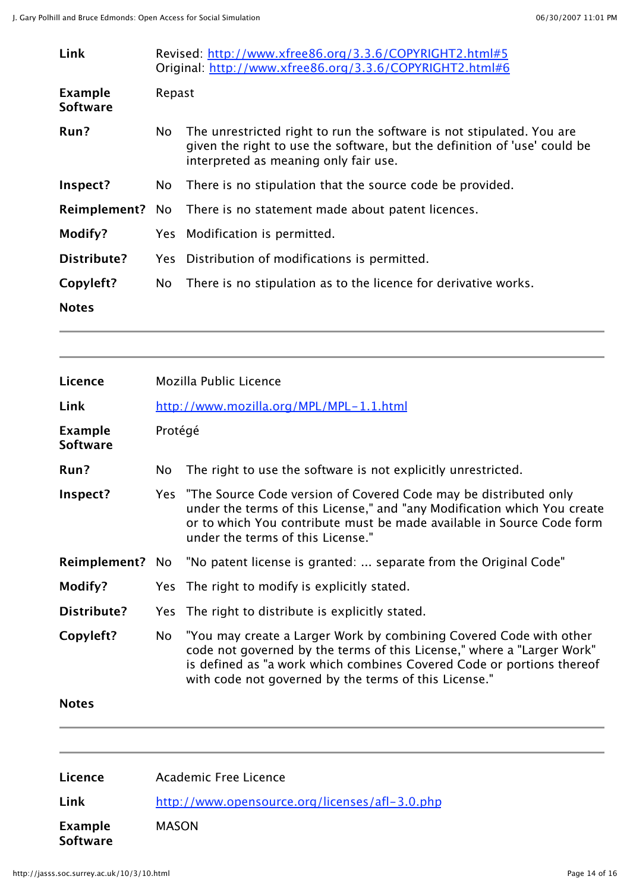| | | |
|---|---|---|
| **Link** | Revised: [http://www.xfree86.org/3.3.6/COPYRIGHT2.html#5](http://www.xfree86.org/3.3.6/COPYRIGHT2.html#5)<br>Original: [http://www.xfree86.org/3.3.6/COPYRIGHT2.html#6](http://www.xfree86.org/3.3.6/COPYRIGHT2.html#6) | |
| **Example Software** | Repast | |
| **Run?** | No | The unrestricted right to run the software is not stipulated. You are given the right to use the software, but the definition of 'use' could be interpreted as meaning only fair use. |
| **Inspect?** | No | There is no stipulation that the source code be provided. |
| **Reimplement?** | No | There is no statement made about patent licences. |
| **Modify?** | Yes | Modification is permitted. |
| **Distribute?** | Yes | Distribution of modifications is permitted. |
| **Copyleft?** | No | There is no stipulation as to the licence for derivative works. |
| **Notes** | | |

---

| | | |
|---|---|---|
| **Licence** | Mozilla Public Licence | |
| **Link** | [http://www.mozilla.org/MPL/MPL-1.1.html](http://www.mozilla.org/MPL/MPL-1.1.html) | |
| **Example Software** | Protégé | |
| **Run?** | No | The right to use the software is not explicitly unrestricted. |
| **Inspect?** | Yes | "The Source Code version of Covered Code may be distributed only under the terms of this License," and "any Modification which You create or to which You contribute must be made available in Source Code form under the terms of this License." |
| **Reimplement?** | No | "No patent license is granted: ... separate from the Original Code" |
| **Modify?** | Yes | The right to modify is explicitly stated. |
| **Distribute?** | Yes | The right to distribute is explicitly stated. |
| **Copyleft?** | No | "You may create a Larger Work by combining Covered Code with other code not governed by the terms of this License," where a "Larger Work" is defined as "a work which combines Covered Code or portions thereof with code not governed by the terms of this License." |
| **Notes** | | |

---

| | |
|---|---|
| **Licence** | Academic Free Licence |
| **Link** | [http://www.opensource.org/licenses/afl-3.0.php](http://www.opensource.org/licenses/afl-3.0.php) |
| **Example Software** | MASON |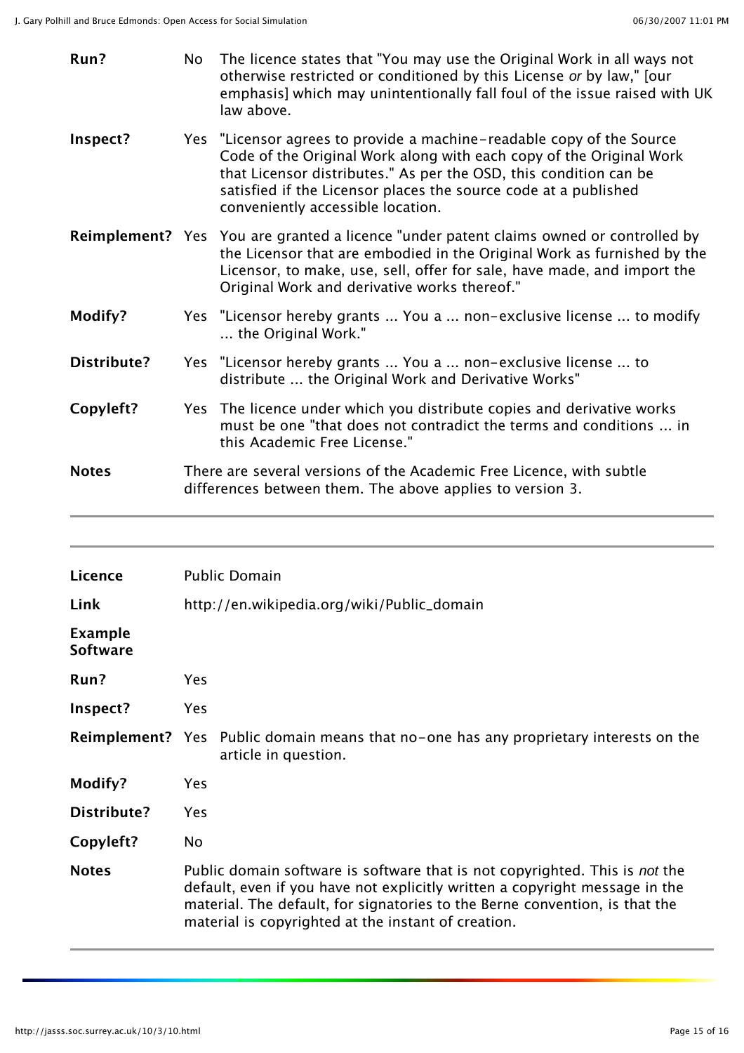| | | |
|---|---|---|
| **Run?** | No | The licence states that "You may use the Original Work in all ways not otherwise restricted or conditioned by this License *or* by law," [our emphasis] which may unintentionally fall foul of the issue raised with UK law above. |
| **Inspect?** | Yes | "Licensor agrees to provide a machine-readable copy of the Source Code of the Original Work along with each copy of the Original Work that Licensor distributes." As per the OSD, this condition can be satisfied if the Licensor places the source code at a published conveniently accessible location. |
| **Reimplement?** | Yes | You are granted a licence "under patent claims owned or controlled by the Licensor that are embodied in the Original Work as furnished by the Licensor, to make, use, sell, offer for sale, have made, and import the Original Work and derivative works thereof." |
| **Modify?** | Yes | "Licensor hereby grants ... You a ... non-exclusive license ... to modify ... the Original Work." |
| **Distribute?** | Yes | "Licensor hereby grants ... You a ... non-exclusive license ... to distribute ... the Original Work and Derivative Works" |
| **Copyleft?** | Yes | The licence under which you distribute copies and derivative works must be one "that does not contradict the terms and conditions ... in this Academic Free License." |
| **Notes** | | There are several versions of the Academic Free Licence, with subtle differences between them. The above applies to version 3. |

| | | |
|---|---|---|
| **Licence** | | Public Domain |
| **Link** | | http://en.wikipedia.org/wiki/Public_domain |
| **Example Software** | | |
| **Run?** | Yes | |
| **Inspect?** | Yes | |
| **Reimplement?** | Yes | Public domain means that no-one has any proprietary interests on the article in question. |
| **Modify?** | Yes | |
| **Distribute?** | Yes | |
| **Copyleft?** | No | |
| **Notes** | | Public domain software is software that is not copyrighted. This is *not* the default, even if you have not explicitly written a copyright message in the material. The default, for signatories to the Berne convention, is that the material is copyrighted at the instant of creation. |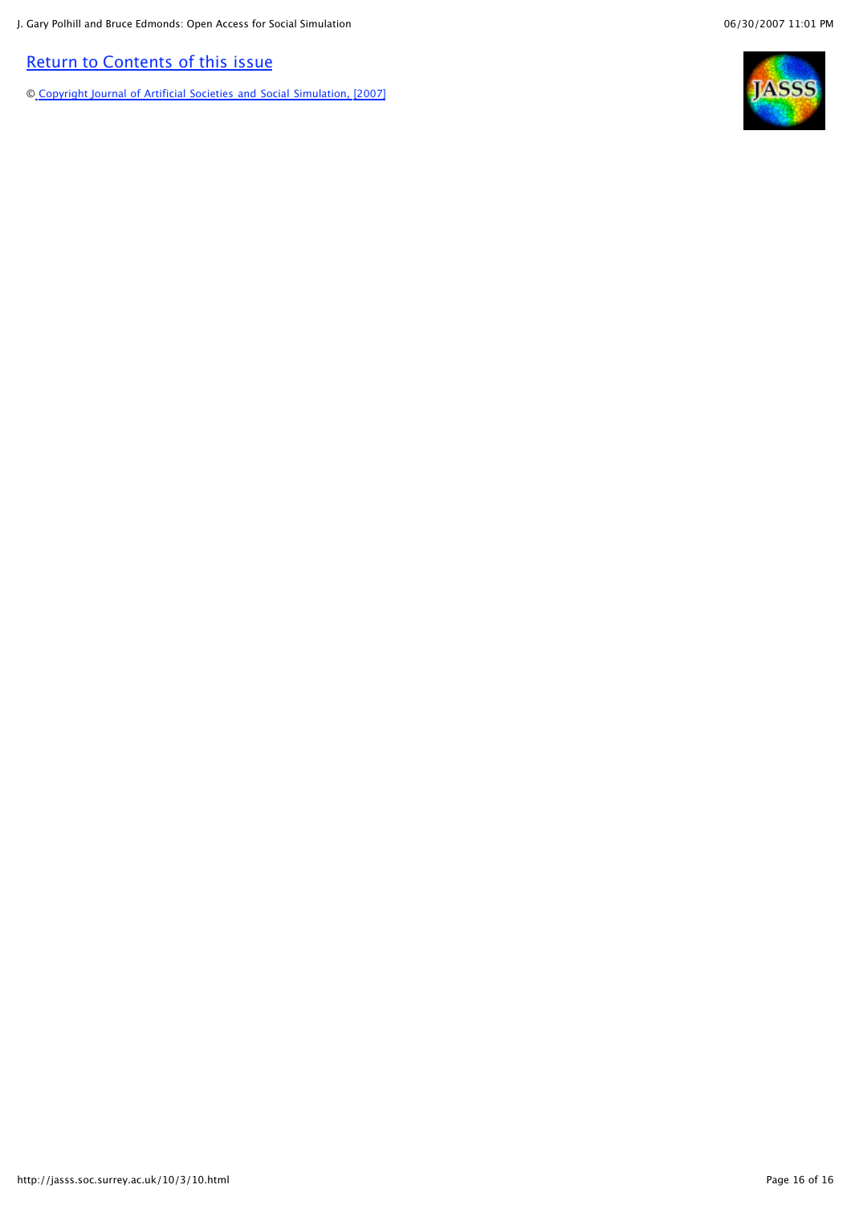[Return to Contents of this issue]

©[ Copyright Journal of Artificial Societies and Social Simulation, [2007]]